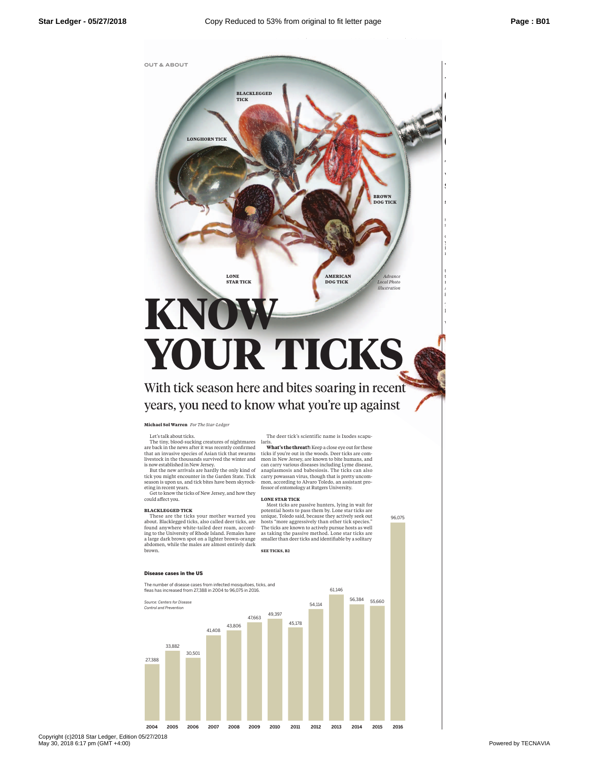OUT & ABOUT

BLACKLEGGED TICK

LONGHORN TICK

BROWN DOG TICK

LONE STAR TICK

AMERICAN DOG TICK

*Advance Local Photo illustration*

# KNOW YOUR TICKS

## With tick season here and bites soaring in recent years, you need to know what you're up against

**Michael Sol Warren** *For The Star-Ledger*

Let's talk about ticks.

The tiny, blood-sucking creatures of nightmares are back in the news after it was recently confirmed that an invasive species of Asian tick that swarms livestock in the thousands survived the winter and is now established in New Jersey.

But the new arrivals are hardly the only kind of tick you might encounter in the Garden State. Tick season is upon us, and tick bites have been skyrocketing in recent years.

Get to know the ticks of New Jersey, and how they could affect you.

### BLACKLEGGED TICK

These are the ticks your mother warned you about. Blacklegged ticks, also called deer ticks, are found anywhere white-tailed deer roam, according to the University of Rhode Island. Females have a large dark brown spot on a lighter brown-orange abdomen, while the males are almost entirely dark brown.

The deer tick's scientific name is Ixodes scapularis.

**What's the threat?:** Keep a close eye out for these ticks if you're out in the woods. Deer ticks are common in New Jersey, are known to bite humans, and can carry various diseases including Lyme disease, anaplasmosis and babesiosis. The ticks can also carry powassan virus, though that is pretty uncommon, according to Alvaro Toledo, an assistant professor of entomology at Rutgers University.

### LONE STAR TICK

Most ticks are passive hunters, lying in wait for potential hosts to pass them by. Lone star ticks are unique, Toledo said, because they actively seek out hosts "more aggressively than other tick species." The ticks are known to actively pursue hosts as well as taking the passive method. Lone star ticks are smaller than deer ticks and identifiable by a solitary

SEE TICKS, B2

**Disease cases in the US**

The number of disease cases from infected mosquitoes, ticks, and fleas has increased from 27,388 in 2004 to 96,075 in 2016.

*Source: Centers for Disease Control and Prevention*

| Year | Cases |
|---|---|
| 2004 | 27,388 |
| 2005 | 33,882 |
| 2006 | 30,501 |
| 2007 | 41,408 |
| 2008 | 43,806 |
| 2009 | 47,663 |
| 2010 | 49,397 |
| 2011 | 45,178 |
| 2012 | 54,114 |
| 2013 | 61,146 |
| 2014 | 56,384 |
| 2015 | 55,660 |
| 2016 | 96,075 |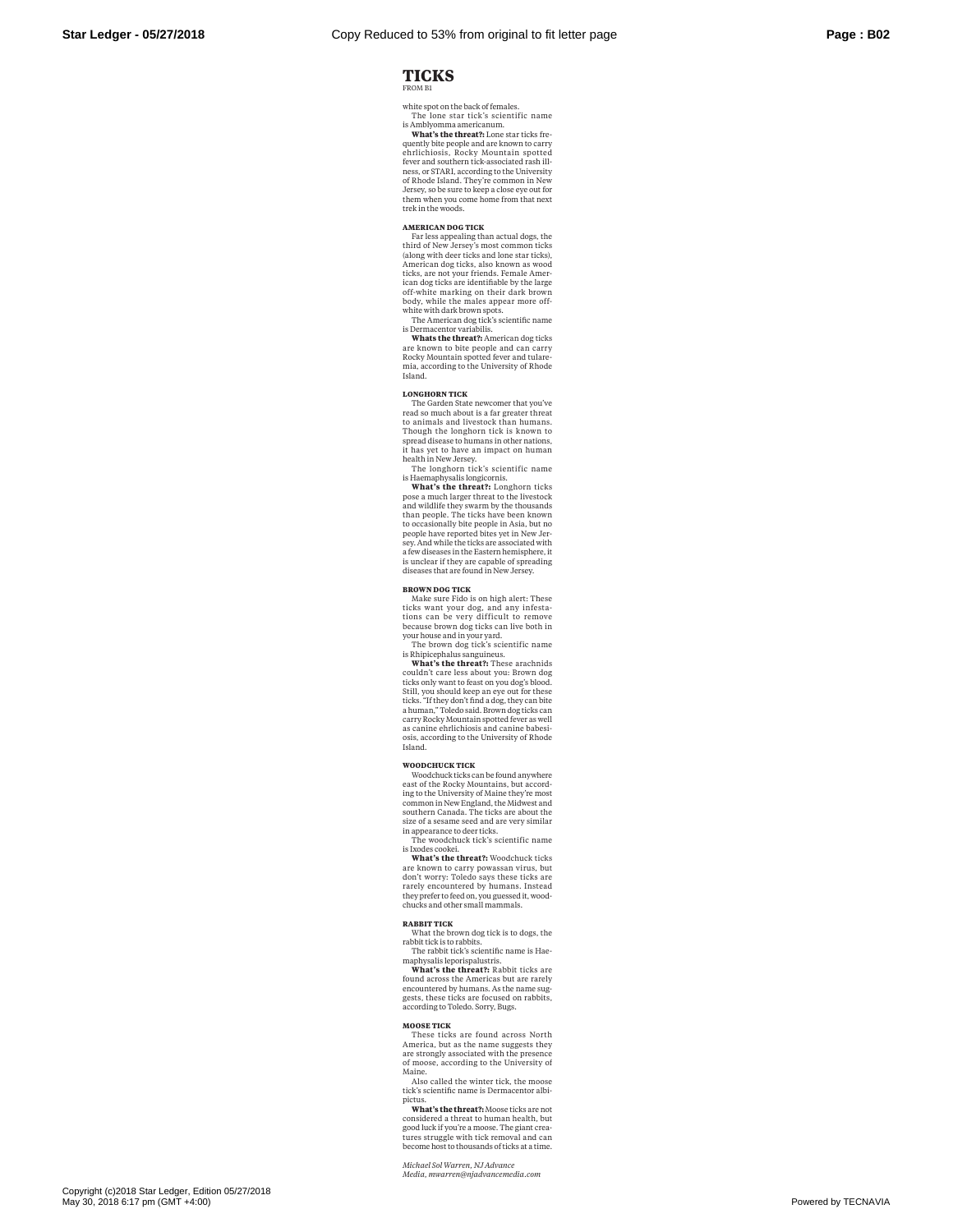# TICKS

FROM B1

white spot on the back of females.

The lone star tick's scientific name is Amblyomma americanum.

**What's the threat?:** Lone star ticks frequently bite people and are known to carry ehrlichiosis, Rocky Mountain spotted fever and southern tick-associated rash illness, or STARI, according to the University of Rhode Island. They're common in New Jersey, so be sure to keep a close eye out for them when you come home from that next trek in the woods.

## AMERICAN DOG TICK

Far less appealing than actual dogs, the third of New Jersey's most common ticks (along with deer ticks and lone star ticks), American dog ticks, also known as wood ticks, are not your friends. Female American dog ticks are identifiable by the large off-white marking on their dark brown body, while the males appear more off-white with dark brown spots.

The American dog tick's scientific name is Dermacentor variabilis.

**Whats the threat?:** American dog ticks are known to bite people and can carry Rocky Mountain spotted fever and tularemia, according to the University of Rhode Island.

## LONGHORN TICK

The Garden State newcomer that you've read so much about is a far greater threat to animals and livestock than humans. Though the longhorn tick is known to spread disease to humans in other nations, it has yet to have an impact on human health in New Jersey.

The longhorn tick's scientific name is Haemaphysalis longicornis.

**What's the threat?:** Longhorn ticks pose a much larger threat to the livestock and wildlife they swarm by the thousands than people. The ticks have been known to occasionally bite people in Asia, but no people have reported bites yet in New Jersey. And while the ticks are associated with a few diseases in the Eastern hemisphere, it is unclear if they are capable of spreading diseases that are found in New Jersey.

## BROWN DOG TICK

Make sure Fido is on high alert: These ticks want your dog, and any infestations can be very difficult to remove because brown dog ticks can live both in your house and in your yard.

The brown dog tick's scientific name is Rhipicephalus sanguineus.

**What's the threat?:** These arachnids couldn't care less about you: Brown dog ticks only want to feast on you dog's blood. Still, you should keep an eye out for these ticks. "If they don't find a dog, they can bite a human," Toledo said. Brown dog ticks can carry Rocky Mountain spotted fever as well as canine ehrlichiosis and canine babesiosis, according to the University of Rhode Island.

## WOODCHUCK TICK

Woodchuck ticks can be found anywhere east of the Rocky Mountains, but according to the University of Maine they're most common in New England, the Midwest and southern Canada. The ticks are about the size of a sesame seed and are very similar in appearance to deer ticks.

The woodchuck tick's scientific name is Ixodes cookei.

**What's the threat?:** Woodchuck ticks are known to carry powassan virus, but don't worry: Toledo says these ticks are rarely encountered by humans. Instead they prefer to feed on, you guessed it, woodchucks and other small mammals.

## RABBIT TICK

What the brown dog tick is to dogs, the rabbit tick is to rabbits.

The rabbit tick's scientific name is Haemaphysalis leporispalustris.

**What's the threat?:** Rabbit ticks are found across the Americas but are rarely encountered by humans. As the name suggests, these ticks are focused on rabbits, according to Toledo. Sorry, Bugs.

## MOOSE TICK

These ticks are found across North America, but as the name suggests they are strongly associated with the presence of moose, according to the University of Maine.

Also called the winter tick, the moose tick's scientific name is Dermacentor albipictus.

**What's the threat?:** Moose ticks are not considered a threat to human health, but good luck if you're a moose. The giant creatures struggle with tick removal and can become host to thousands of ticks at a time.

*Michael Sol Warren, NJ Advance Media, mwarren@njadvancemedia.com*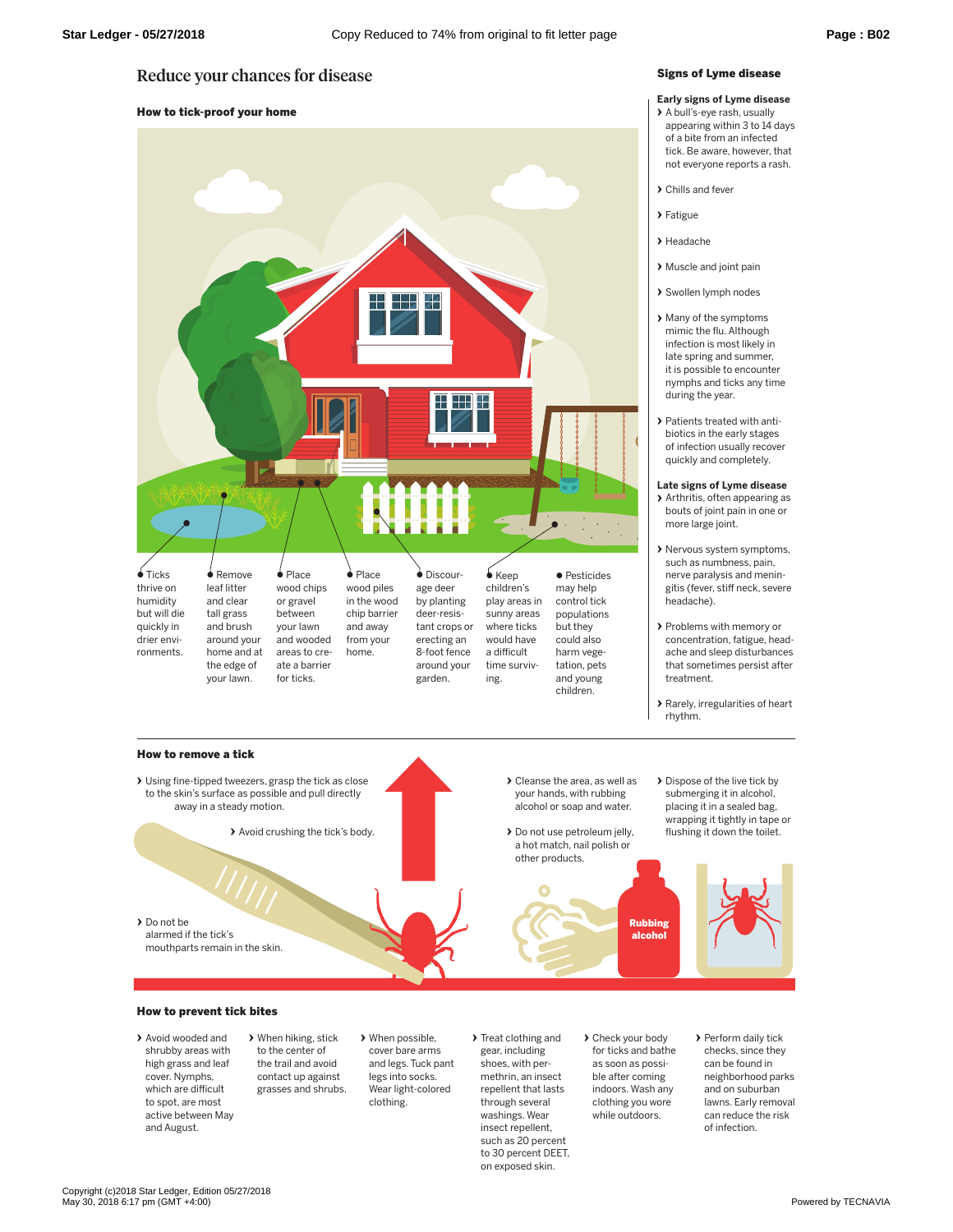# Reduce your chances for disease

## How to tick-proof your home

- Ticks thrive on humidity but will die quickly in drier environments.
- Remove leaf litter and clear tall grass and brush around your home and at the edge of your lawn.
- Place wood chips or gravel between your lawn and wooded areas to create a barrier for ticks.
- Place wood piles in the wood chip barrier and away from your home.
- Discourage deer by planting deer-resistant crops or erecting an 8-foot fence around your garden.
- Keep children's play areas in sunny areas where ticks would have a difficult time surviving.
- Pesticides may help control tick populations but they could also harm vegetation, pets and young children.

## Signs of Lyme disease

### Early signs of Lyme disease

- A bull's-eye rash, usually appearing within 3 to 14 days of a bite from an infected tick. Be aware, however, that not everyone reports a rash.
- Chills and fever
- Fatigue
- Headache
- Muscle and joint pain
- Swollen lymph nodes
- Many of the symptoms mimic the flu. Although infection is most likely in late spring and summer, it is possible to encounter nymphs and ticks any time during the year.
- Patients treated with antibiotics in the early stages of infection usually recover quickly and completely.

### Late signs of Lyme disease

- Arthritis, often appearing as bouts of joint pain in one or more large joint.
- Nervous system symptoms, such as numbness, pain, nerve paralysis and meningitis (fever, stiff neck, severe headache).
- Problems with memory or concentration, fatigue, headache and sleep disturbances that sometimes persist after treatment.
- Rarely, irregularities of heart rhythm.

## How to remove a tick

- Using fine-tipped tweezers, grasp the tick as close to the skin's surface as possible and pull directly away in a steady motion.
- Avoid crushing the tick's body.
- Do not be alarmed if the tick's mouthparts remain in the skin.
- Cleanse the area, as well as your hands, with rubbing alcohol or soap and water.
- Do not use petroleum jelly, a hot match, nail polish or other products.
- Dispose of the live tick by submerging it in alcohol, placing it in a sealed bag, wrapping it tightly in tape or flushing it down the toilet.

Rubbing alcohol

## How to prevent tick bites

- Avoid wooded and shrubby areas with high grass and leaf cover. Nymphs, which are difficult to spot, are most active between May and August.
- When hiking, stick to the center of the trail and avoid contact up against grasses and shrubs.
- When possible, cover bare arms and legs. Tuck pant legs into socks. Wear light-colored clothing.
- Treat clothing and gear, including shoes, with permethrin, an insect repellent that lasts through several washings. Wear insect repellent, such as 20 percent to 30 percent DEET, on exposed skin.
- Check your body for ticks and bathe as soon as possible after coming indoors. Wash any clothing you wore while outdoors.
- Perform daily tick checks, since they can be found in neighborhood parks and on suburban lawns. Early removal can reduce the risk of infection.